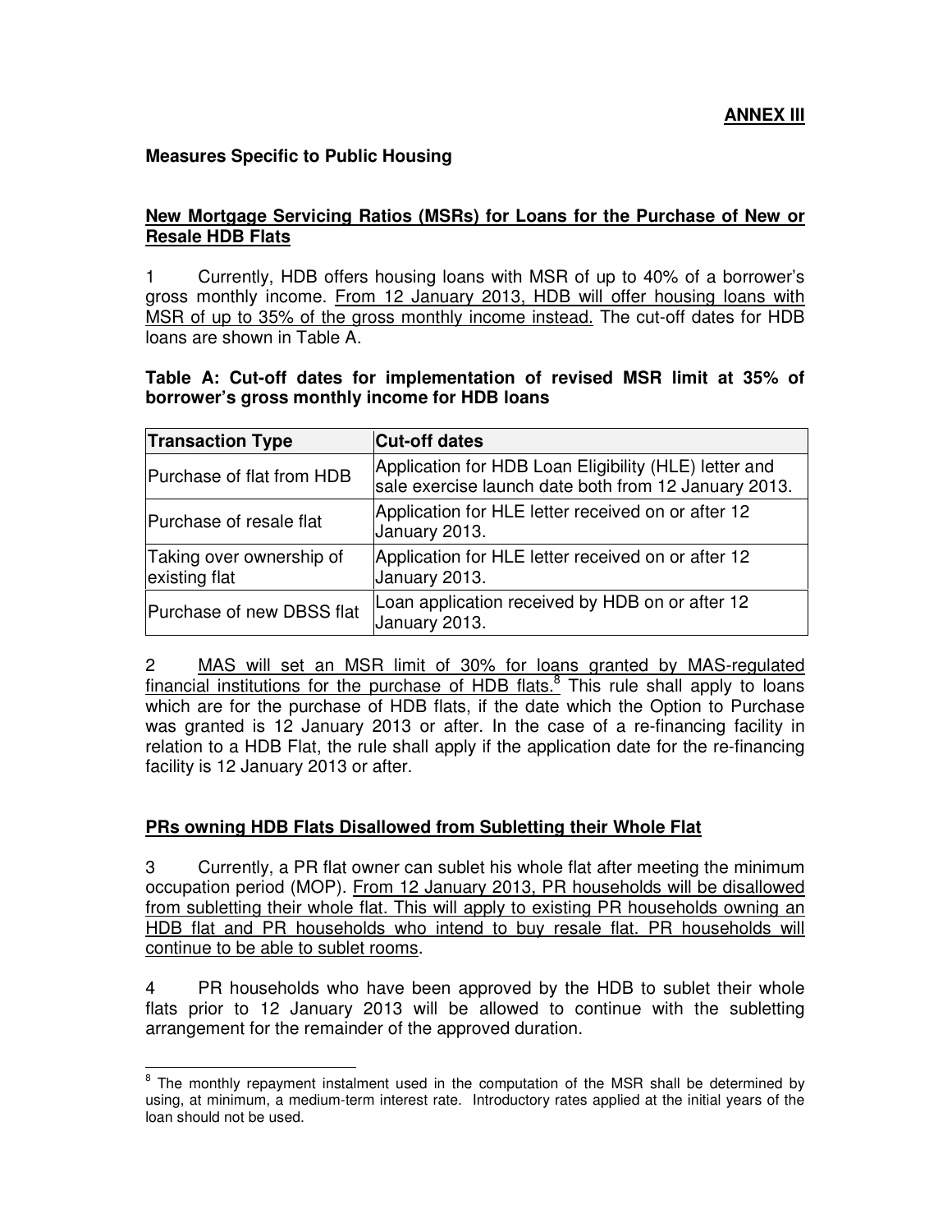**ANNEX III**

**Measures Specific to Public Housing**

**New Mortgage Servicing Ratios (MSRs) for Loans for the Purchase of New or Resale HDB Flats**

1 Currently, HDB offers housing loans with MSR of up to 40% of a borrower's gross monthly income. From 12 January 2013, HDB will offer housing loans with MSR of up to 35% of the gross monthly income instead. The cut-off dates for HDB loans are shown in Table A.

**Table A: Cut-off dates for implementation of revised MSR limit at 35% of borrower's gross monthly income for HDB loans**

| Transaction Type | Cut-off dates |
|---|---|
| Purchase of flat from HDB | Application for HDB Loan Eligibility (HLE) letter and sale exercise launch date both from 12 January 2013. |
| Purchase of resale flat | Application for HLE letter received on or after 12 January 2013. |
| Taking over ownership of existing flat | Application for HLE letter received on or after 12 January 2013. |
| Purchase of new DBSS flat | Loan application received by HDB on or after 12 January 2013. |

2 MAS will set an MSR limit of 30% for loans granted by MAS-regulated financial institutions for the purchase of HDB flats.[8] This rule shall apply to loans which are for the purchase of HDB flats, if the date which the Option to Purchase was granted is 12 January 2013 or after. In the case of a re-financing facility in relation to a HDB Flat, the rule shall apply if the application date for the re-financing facility is 12 January 2013 or after.

**PRs owning HDB Flats Disallowed from Subletting their Whole Flat**

3 Currently, a PR flat owner can sublet his whole flat after meeting the minimum occupation period (MOP). From 12 January 2013, PR households will be disallowed from subletting their whole flat. This will apply to existing PR households owning an HDB flat and PR households who intend to buy resale flat. PR households will continue to be able to sublet rooms.

4 PR households who have been approved by the HDB to sublet their whole flats prior to 12 January 2013 will be allowed to continue with the subletting arrangement for the remainder of the approved duration.

---

[8] The monthly repayment instalment used in the computation of the MSR shall be determined by using, at minimum, a medium-term interest rate. Introductory rates applied at the initial years of the loan should not be used.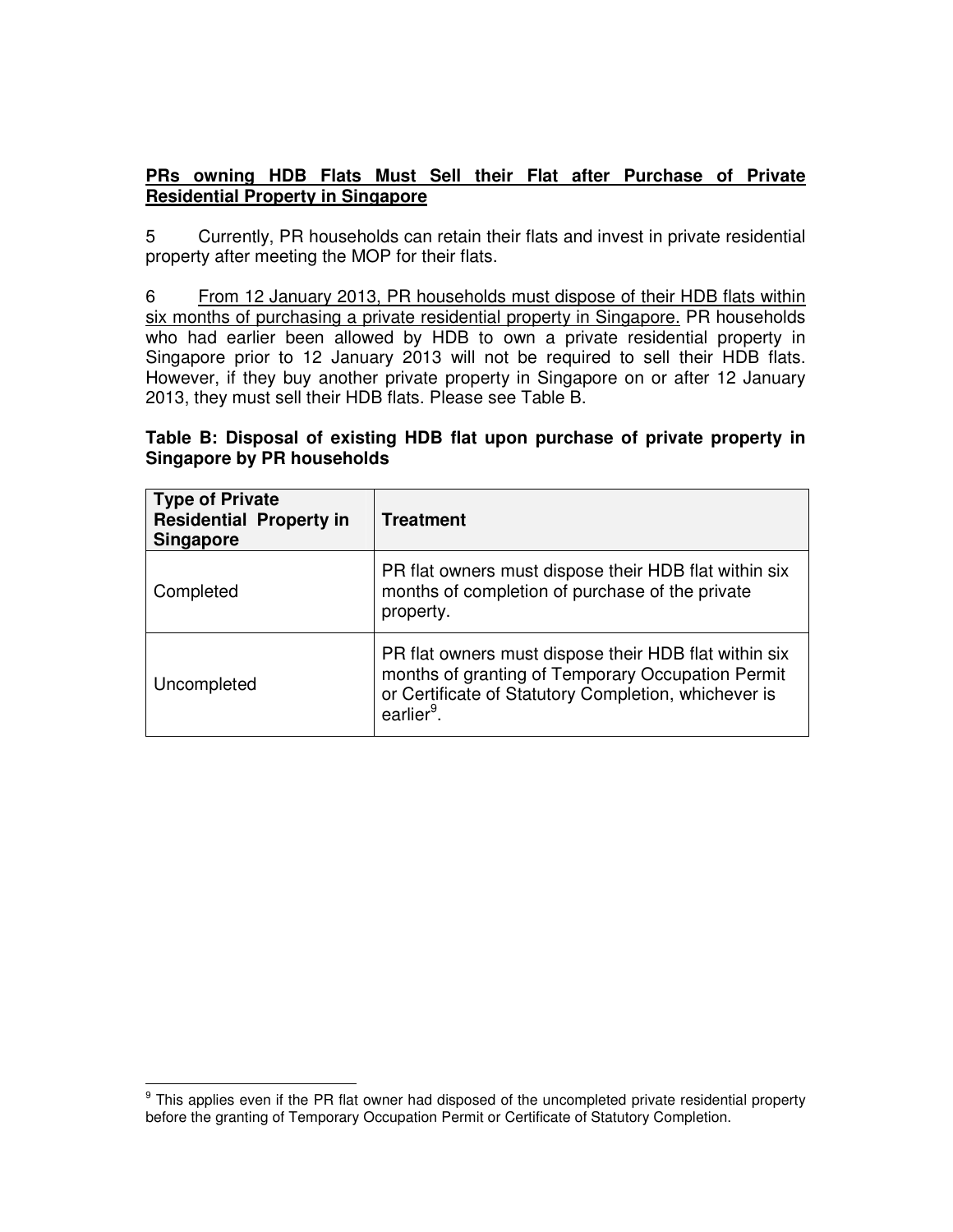**PRs owning HDB Flats Must Sell their Flat after Purchase of Private Residential Property in Singapore**

5 Currently, PR households can retain their flats and invest in private residential property after meeting the MOP for their flats.

6 From 12 January 2013, PR households must dispose of their HDB flats within six months of purchasing a private residential property in Singapore. PR households who had earlier been allowed by HDB to own a private residential property in Singapore prior to 12 January 2013 will not be required to sell their HDB flats. However, if they buy another private property in Singapore on or after 12 January 2013, they must sell their HDB flats. Please see Table B.

**Table B: Disposal of existing HDB flat upon purchase of private property in Singapore by PR households**

| Type of Private Residential Property in Singapore | Treatment |
|---|---|
| Completed | PR flat owners must dispose their HDB flat within six months of completion of purchase of the private property. |
| Uncompleted | PR flat owners must dispose their HDB flat within six months of granting of Temporary Occupation Permit or Certificate of Statutory Completion, whichever is earlier[9]. |

[9] This applies even if the PR flat owner had disposed of the uncompleted private residential property before the granting of Temporary Occupation Permit or Certificate of Statutory Completion.